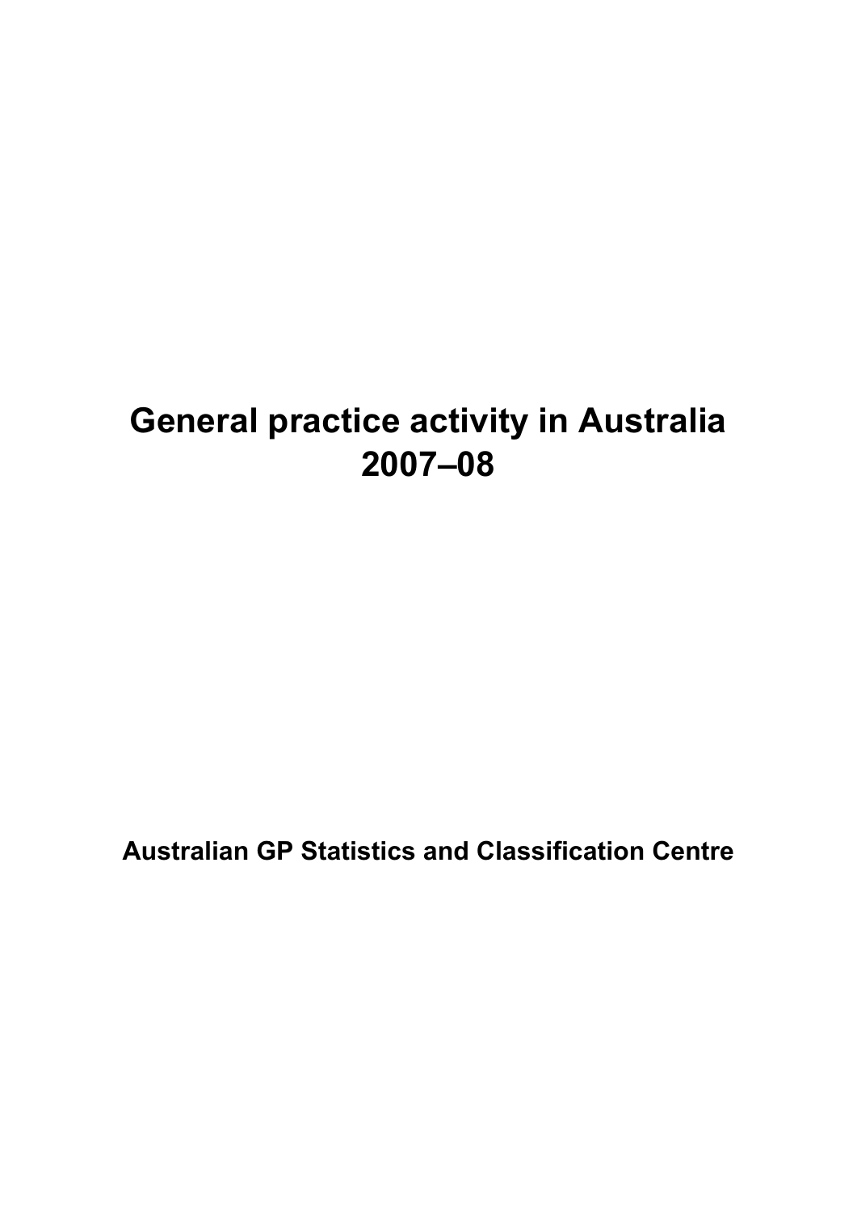# General practice activity in Australia 2007–08

**Australian GP Statistics and Classification Centre**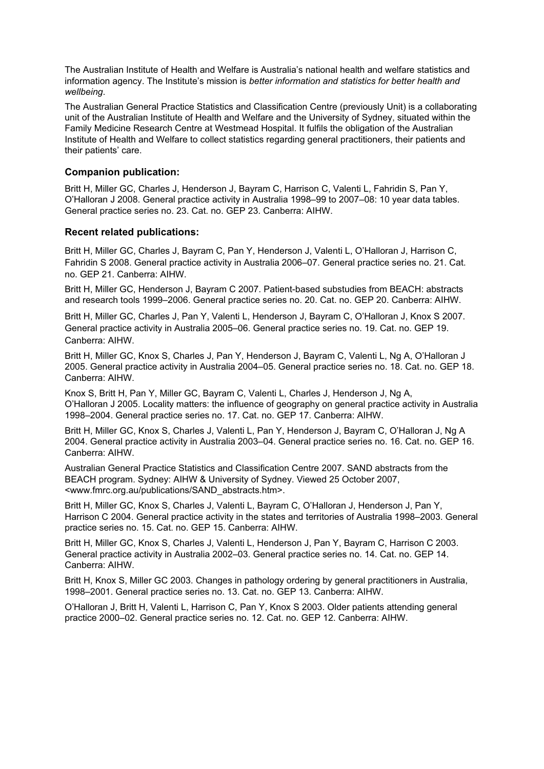The Australian Institute of Health and Welfare is Australia's national health and welfare statistics and information agency. The Institute's mission is *better information and statistics for better health and wellbeing*.

The Australian General Practice Statistics and Classification Centre (previously Unit) is a collaborating unit of the Australian Institute of Health and Welfare and the University of Sydney, situated within the Family Medicine Research Centre at Westmead Hospital. It fulfils the obligation of the Australian Institute of Health and Welfare to collect statistics regarding general practitioners, their patients and their patients' care.

### Companion publication:

Britt H, Miller GC, Charles J, Henderson J, Bayram C, Harrison C, Valenti L, Fahridin S, Pan Y, O'Halloran J 2008. General practice activity in Australia 1998–99 to 2007–08: 10 year data tables. General practice series no. 23. Cat. no. GEP 23. Canberra: AIHW.

### Recent related publications:

Britt H, Miller GC, Charles J, Bayram C, Pan Y, Henderson J, Valenti L, O'Halloran J, Harrison C, Fahridin S 2008. General practice activity in Australia 2006–07. General practice series no. 21. Cat. no. GEP 21. Canberra: AIHW.

Britt H, Miller GC, Henderson J, Bayram C 2007. Patient-based substudies from BEACH: abstracts and research tools 1999–2006. General practice series no. 20. Cat. no. GEP 20. Canberra: AIHW.

Britt H, Miller GC, Charles J, Pan Y, Valenti L, Henderson J, Bayram C, O'Halloran J, Knox S 2007. General practice activity in Australia 2005–06. General practice series no. 19. Cat. no. GEP 19. Canberra: AIHW.

Britt H, Miller GC, Knox S, Charles J, Pan Y, Henderson J, Bayram C, Valenti L, Ng A, O'Halloran J 2005. General practice activity in Australia 2004–05. General practice series no. 18. Cat. no. GEP 18. Canberra: AIHW.

Knox S, Britt H, Pan Y, Miller GC, Bayram C, Valenti L, Charles J, Henderson J, Ng A, O'Halloran J 2005. Locality matters: the influence of geography on general practice activity in Australia 1998–2004. General practice series no. 17. Cat. no. GEP 17. Canberra: AIHW.

Britt H, Miller GC, Knox S, Charles J, Valenti L, Pan Y, Henderson J, Bayram C, O'Halloran J, Ng A 2004. General practice activity in Australia 2003–04. General practice series no. 16. Cat. no. GEP 16. Canberra: AIHW.

Australian General Practice Statistics and Classification Centre 2007. SAND abstracts from the BEACH program. Sydney: AIHW & University of Sydney. Viewed 25 October 2007, <www.fmrc.org.au/publications/SAND_abstracts.htm>.

Britt H, Miller GC, Knox S, Charles J, Valenti L, Bayram C, O'Halloran J, Henderson J, Pan Y, Harrison C 2004. General practice activity in the states and territories of Australia 1998–2003. General practice series no. 15. Cat. no. GEP 15. Canberra: AIHW.

Britt H, Miller GC, Knox S, Charles J, Valenti L, Henderson J, Pan Y, Bayram C, Harrison C 2003. General practice activity in Australia 2002–03. General practice series no. 14. Cat. no. GEP 14. Canberra: AIHW.

Britt H, Knox S, Miller GC 2003. Changes in pathology ordering by general practitioners in Australia, 1998–2001. General practice series no. 13. Cat. no. GEP 13. Canberra: AIHW.

O'Halloran J, Britt H, Valenti L, Harrison C, Pan Y, Knox S 2003. Older patients attending general practice 2000–02. General practice series no. 12. Cat. no. GEP 12. Canberra: AIHW.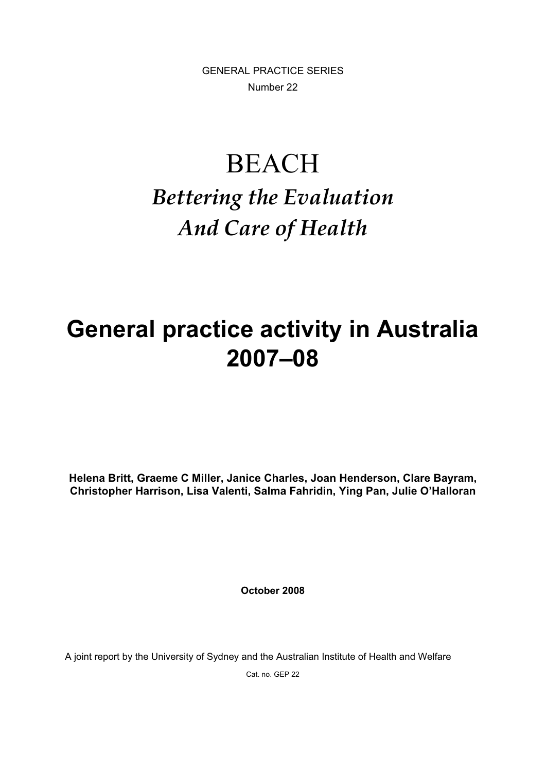GENERAL PRACTICE SERIES

Number 22

# BEACH

## *Bettering the Evaluation And Care of Health*

# General practice activity in Australia 2007–08

**Helena Britt, Graeme C Miller, Janice Charles, Joan Henderson, Clare Bayram, Christopher Harrison, Lisa Valenti, Salma Fahridin, Ying Pan, Julie O'Halloran**

**October 2008**

A joint report by the University of Sydney and the Australian Institute of Health and Welfare

Cat. no. GEP 22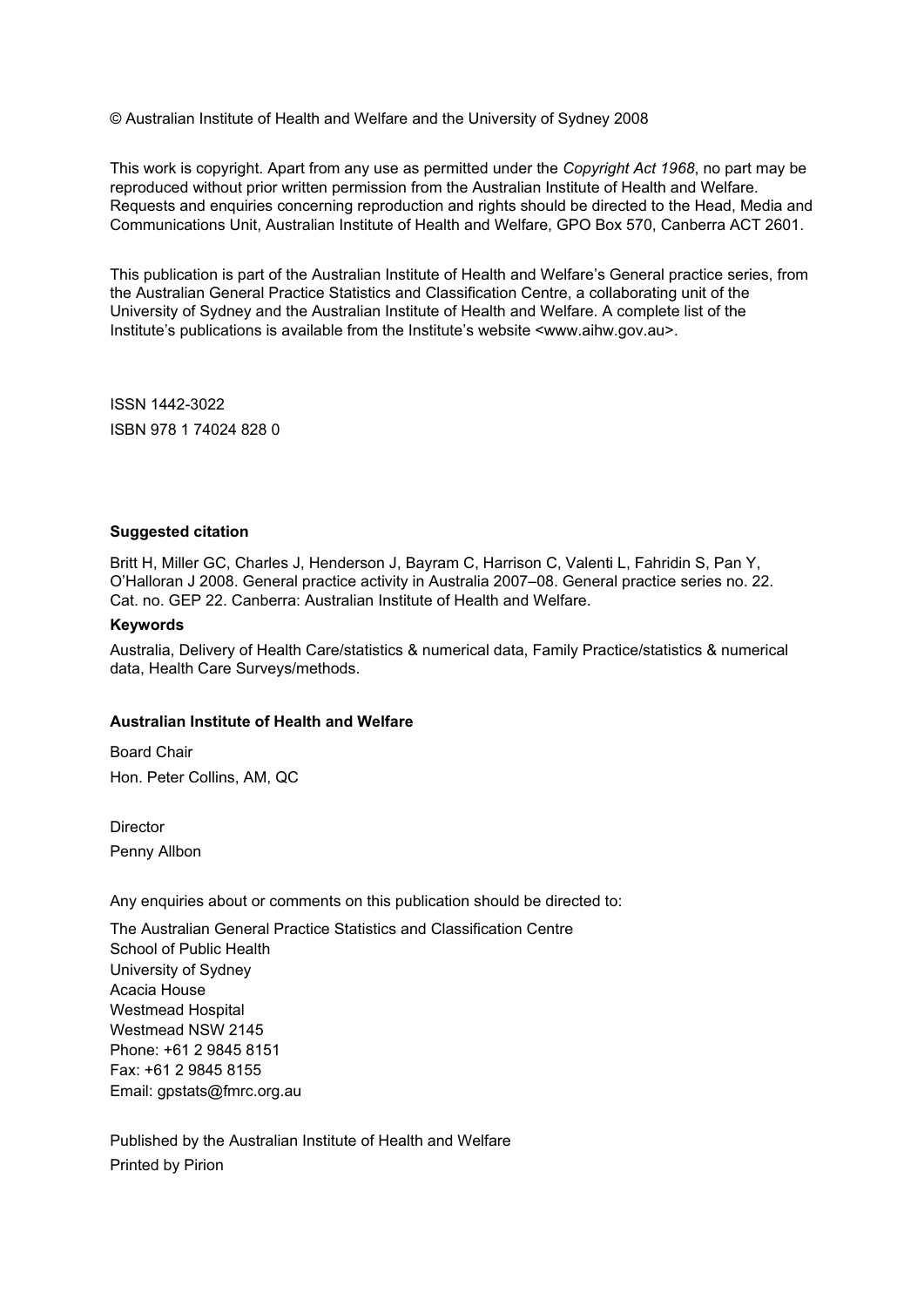© Australian Institute of Health and Welfare and the University of Sydney 2008

This work is copyright. Apart from any use as permitted under the *Copyright Act 1968*, no part may be reproduced without prior written permission from the Australian Institute of Health and Welfare. Requests and enquiries concerning reproduction and rights should be directed to the Head, Media and Communications Unit, Australian Institute of Health and Welfare, GPO Box 570, Canberra ACT 2601.

This publication is part of the Australian Institute of Health and Welfare's General practice series, from the Australian General Practice Statistics and Classification Centre, a collaborating unit of the University of Sydney and the Australian Institute of Health and Welfare. A complete list of the Institute's publications is available from the Institute's website <www.aihw.gov.au>.

ISSN 1442-3022

ISBN 978 1 74024 828 0

**Suggested citation**

Britt H, Miller GC, Charles J, Henderson J, Bayram C, Harrison C, Valenti L, Fahridin S, Pan Y, O'Halloran J 2008. General practice activity in Australia 2007–08. General practice series no. 22. Cat. no. GEP 22. Canberra: Australian Institute of Health and Welfare.

**Keywords**

Australia, Delivery of Health Care/statistics & numerical data, Family Practice/statistics & numerical data, Health Care Surveys/methods.

**Australian Institute of Health and Welfare**

Board Chair

Hon. Peter Collins, AM, QC

Director

Penny Allbon

Any enquiries about or comments on this publication should be directed to:

The Australian General Practice Statistics and Classification Centre
School of Public Health
University of Sydney
Acacia House
Westmead Hospital
Westmead NSW 2145
Phone: +61 2 9845 8151
Fax: +61 2 9845 8155
Email: gpstats@fmrc.org.au

Published by the Australian Institute of Health and Welfare
Printed by Pirion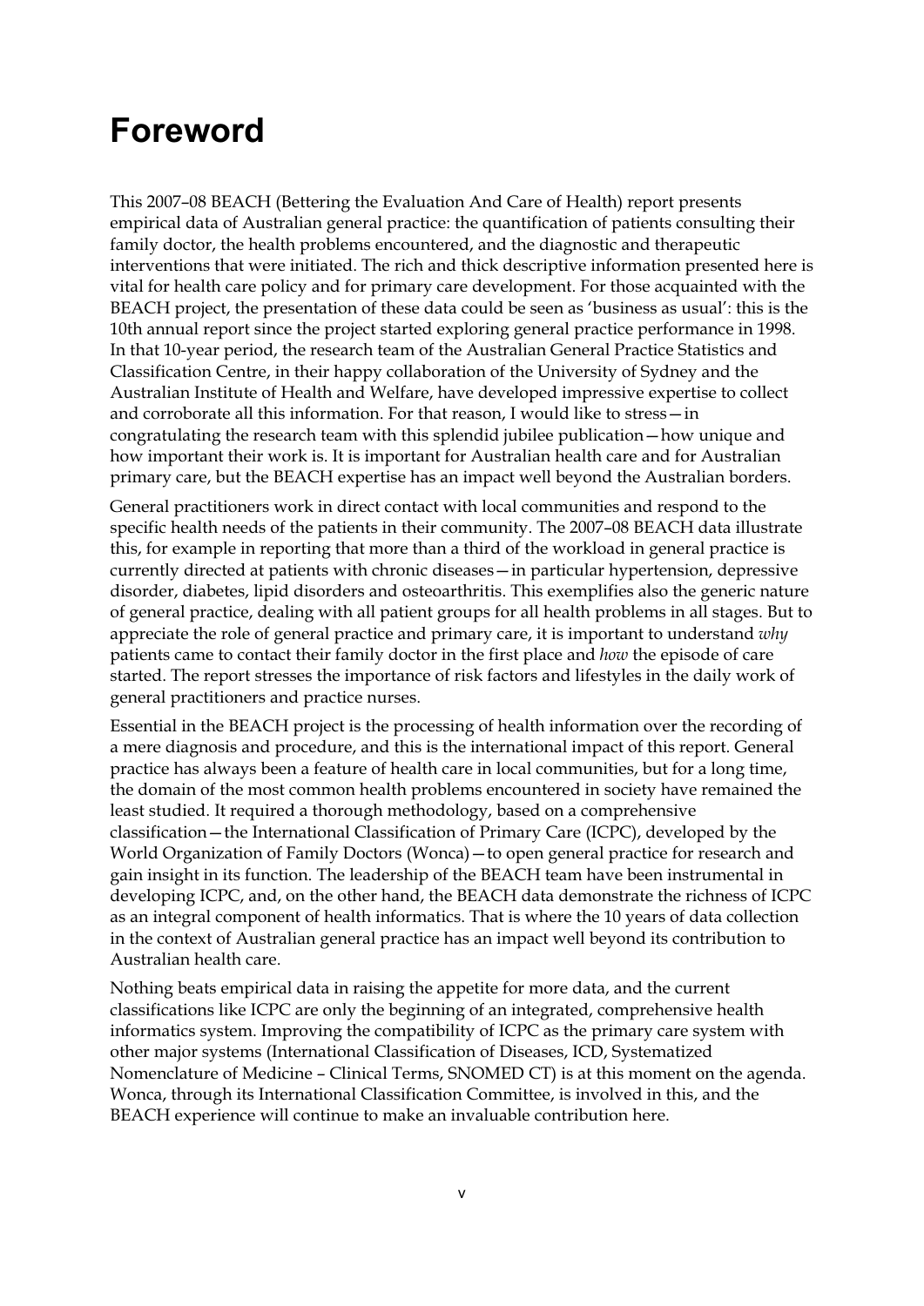# Foreword

This 2007–08 BEACH (Bettering the Evaluation And Care of Health) report presents empirical data of Australian general practice: the quantification of patients consulting their family doctor, the health problems encountered, and the diagnostic and therapeutic interventions that were initiated. The rich and thick descriptive information presented here is vital for health care policy and for primary care development. For those acquainted with the BEACH project, the presentation of these data could be seen as 'business as usual': this is the 10th annual report since the project started exploring general practice performance in 1998. In that 10-year period, the research team of the Australian General Practice Statistics and Classification Centre, in their happy collaboration of the University of Sydney and the Australian Institute of Health and Welfare, have developed impressive expertise to collect and corroborate all this information. For that reason, I would like to stress—in congratulating the research team with this splendid jubilee publication—how unique and how important their work is. It is important for Australian health care and for Australian primary care, but the BEACH expertise has an impact well beyond the Australian borders.

General practitioners work in direct contact with local communities and respond to the specific health needs of the patients in their community. The 2007–08 BEACH data illustrate this, for example in reporting that more than a third of the workload in general practice is currently directed at patients with chronic diseases—in particular hypertension, depressive disorder, diabetes, lipid disorders and osteoarthritis. This exemplifies also the generic nature of general practice, dealing with all patient groups for all health problems in all stages. But to appreciate the role of general practice and primary care, it is important to understand *why* patients came to contact their family doctor in the first place and *how* the episode of care started. The report stresses the importance of risk factors and lifestyles in the daily work of general practitioners and practice nurses.

Essential in the BEACH project is the processing of health information over the recording of a mere diagnosis and procedure, and this is the international impact of this report. General practice has always been a feature of health care in local communities, but for a long time, the domain of the most common health problems encountered in society have remained the least studied. It required a thorough methodology, based on a comprehensive classification—the International Classification of Primary Care (ICPC), developed by the World Organization of Family Doctors (Wonca)—to open general practice for research and gain insight in its function. The leadership of the BEACH team have been instrumental in developing ICPC, and, on the other hand, the BEACH data demonstrate the richness of ICPC as an integral component of health informatics. That is where the 10 years of data collection in the context of Australian general practice has an impact well beyond its contribution to Australian health care.

Nothing beats empirical data in raising the appetite for more data, and the current classifications like ICPC are only the beginning of an integrated, comprehensive health informatics system. Improving the compatibility of ICPC as the primary care system with other major systems (International Classification of Diseases, ICD, Systematized Nomenclature of Medicine – Clinical Terms, SNOMED CT) is at this moment on the agenda. Wonca, through its International Classification Committee, is involved in this, and the BEACH experience will continue to make an invaluable contribution here.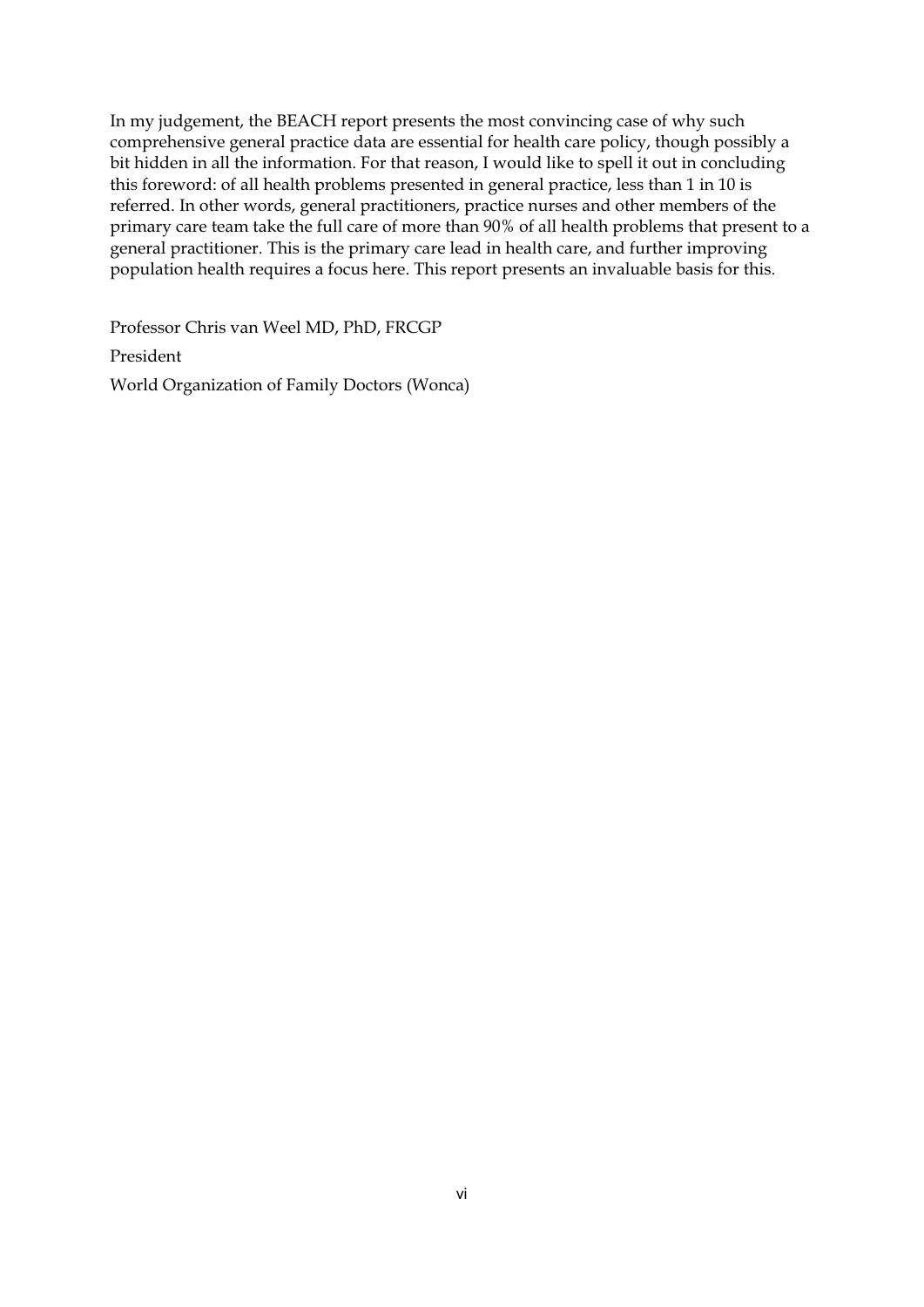In my judgement, the BEACH report presents the most convincing case of why such comprehensive general practice data are essential for health care policy, though possibly a bit hidden in all the information. For that reason, I would like to spell it out in concluding this foreword: of all health problems presented in general practice, less than 1 in 10 is referred. In other words, general practitioners, practice nurses and other members of the primary care team take the full care of more than 90% of all health problems that present to a general practitioner. This is the primary care lead in health care, and further improving population health requires a focus here. This report presents an invaluable basis for this.

Professor Chris van Weel MD, PhD, FRCGP

President

World Organization of Family Doctors (Wonca)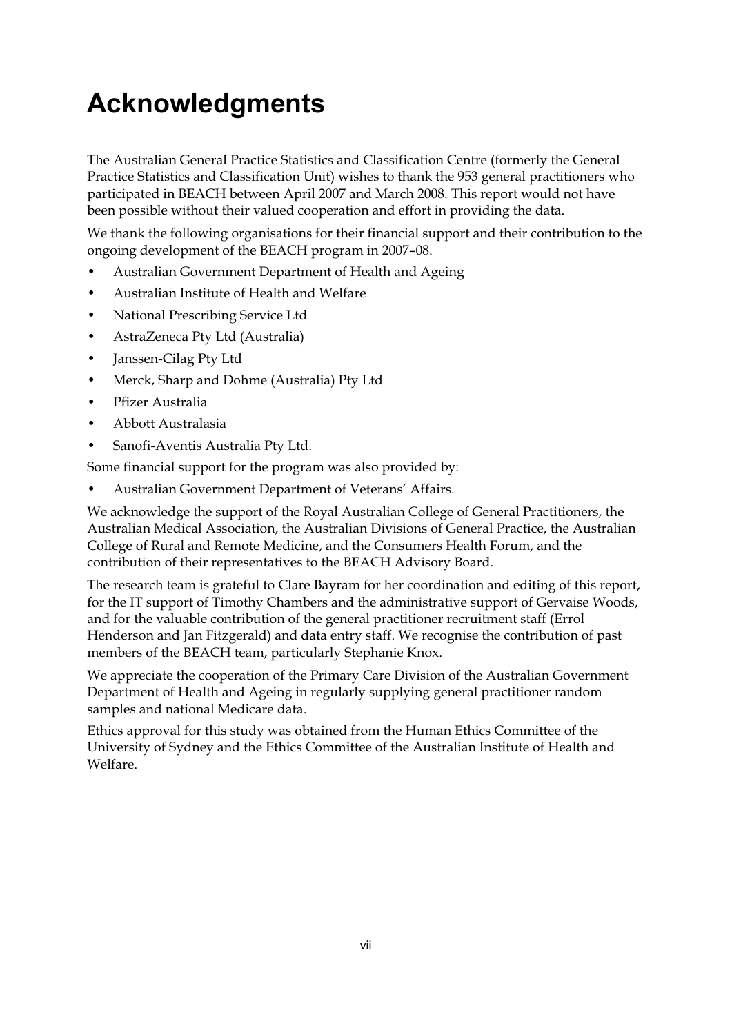# Acknowledgments

The Australian General Practice Statistics and Classification Centre (formerly the General Practice Statistics and Classification Unit) wishes to thank the 953 general practitioners who participated in BEACH between April 2007 and March 2008. This report would not have been possible without their valued cooperation and effort in providing the data.

We thank the following organisations for their financial support and their contribution to the ongoing development of the BEACH program in 2007–08.

- Australian Government Department of Health and Ageing
- Australian Institute of Health and Welfare
- National Prescribing Service Ltd
- AstraZeneca Pty Ltd (Australia)
- Janssen-Cilag Pty Ltd
- Merck, Sharp and Dohme (Australia) Pty Ltd
- Pfizer Australia
- Abbott Australasia
- Sanofi-Aventis Australia Pty Ltd.

Some financial support for the program was also provided by:

- Australian Government Department of Veterans' Affairs.

We acknowledge the support of the Royal Australian College of General Practitioners, the Australian Medical Association, the Australian Divisions of General Practice, the Australian College of Rural and Remote Medicine, and the Consumers Health Forum, and the contribution of their representatives to the BEACH Advisory Board.

The research team is grateful to Clare Bayram for her coordination and editing of this report, for the IT support of Timothy Chambers and the administrative support of Gervaise Woods, and for the valuable contribution of the general practitioner recruitment staff (Errol Henderson and Jan Fitzgerald) and data entry staff. We recognise the contribution of past members of the BEACH team, particularly Stephanie Knox.

We appreciate the cooperation of the Primary Care Division of the Australian Government Department of Health and Ageing in regularly supplying general practitioner random samples and national Medicare data.

Ethics approval for this study was obtained from the Human Ethics Committee of the University of Sydney and the Ethics Committee of the Australian Institute of Health and Welfare.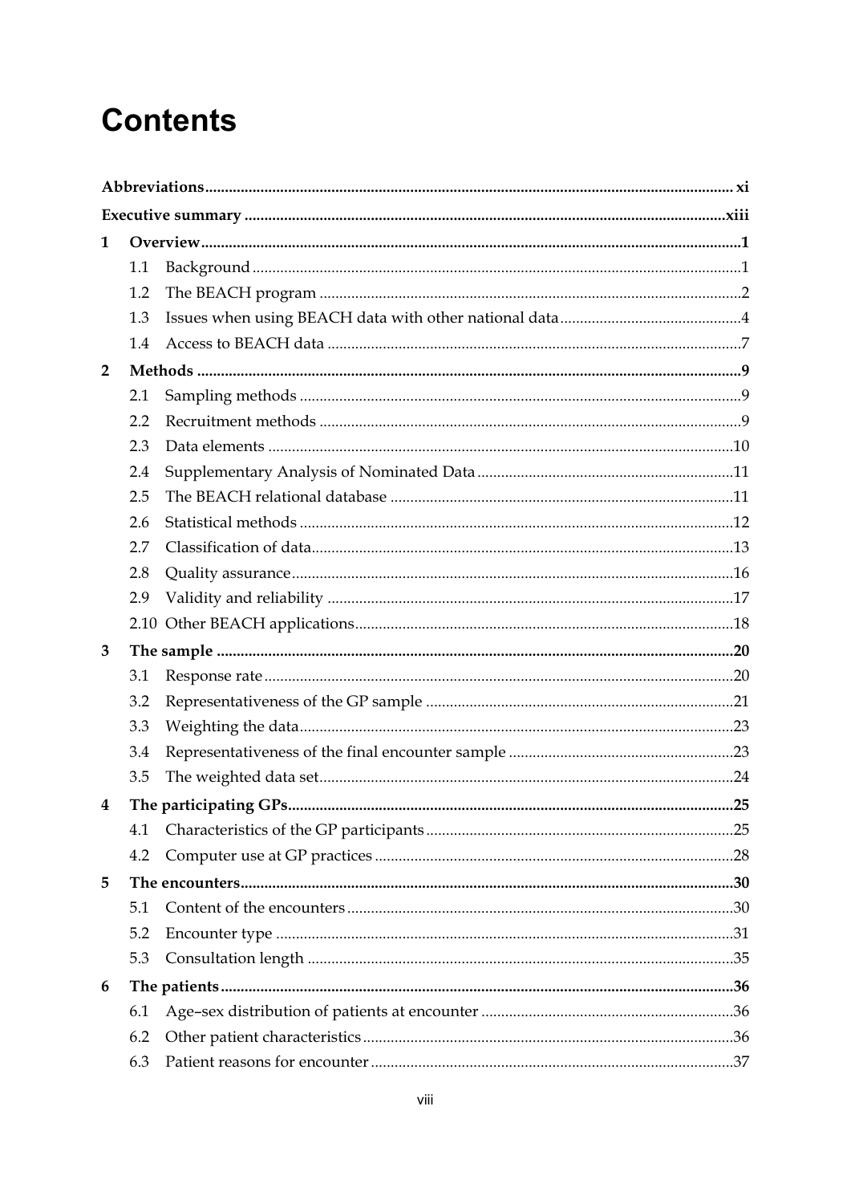# Contents

| | | |
|---|---|---|
| **Abbreviations** | | **xi** |
| **Executive summary** | | **xiii** |
| **1** | **Overview** | **1** |
| 1.1 | Background | 1 |
| 1.2 | The BEACH program | 2 |
| 1.3 | Issues when using BEACH data with other national data | 4 |
| 1.4 | Access to BEACH data | 7 |
| **2** | **Methods** | **9** |
| 2.1 | Sampling methods | 9 |
| 2.2 | Recruitment methods | 9 |
| 2.3 | Data elements | 10 |
| 2.4 | Supplementary Analysis of Nominated Data | 11 |
| 2.5 | The BEACH relational database | 11 |
| 2.6 | Statistical methods | 12 |
| 2.7 | Classification of data | 13 |
| 2.8 | Quality assurance | 16 |
| 2.9 | Validity and reliability | 17 |
| 2.10 | Other BEACH applications | 18 |
| **3** | **The sample** | **20** |
| 3.1 | Response rate | 20 |
| 3.2 | Representativeness of the GP sample | 21 |
| 3.3 | Weighting the data | 23 |
| 3.4 | Representativeness of the final encounter sample | 23 |
| 3.5 | The weighted data set | 24 |
| **4** | **The participating GPs** | **25** |
| 4.1 | Characteristics of the GP participants | 25 |
| 4.2 | Computer use at GP practices | 28 |
| **5** | **The encounters** | **30** |
| 5.1 | Content of the encounters | 30 |
| 5.2 | Encounter type | 31 |
| 5.3 | Consultation length | 35 |
| **6** | **The patients** | **36** |
| 6.1 | Age–sex distribution of patients at encounter | 36 |
| 6.2 | Other patient characteristics | 36 |
| 6.3 | Patient reasons for encounter | 37 |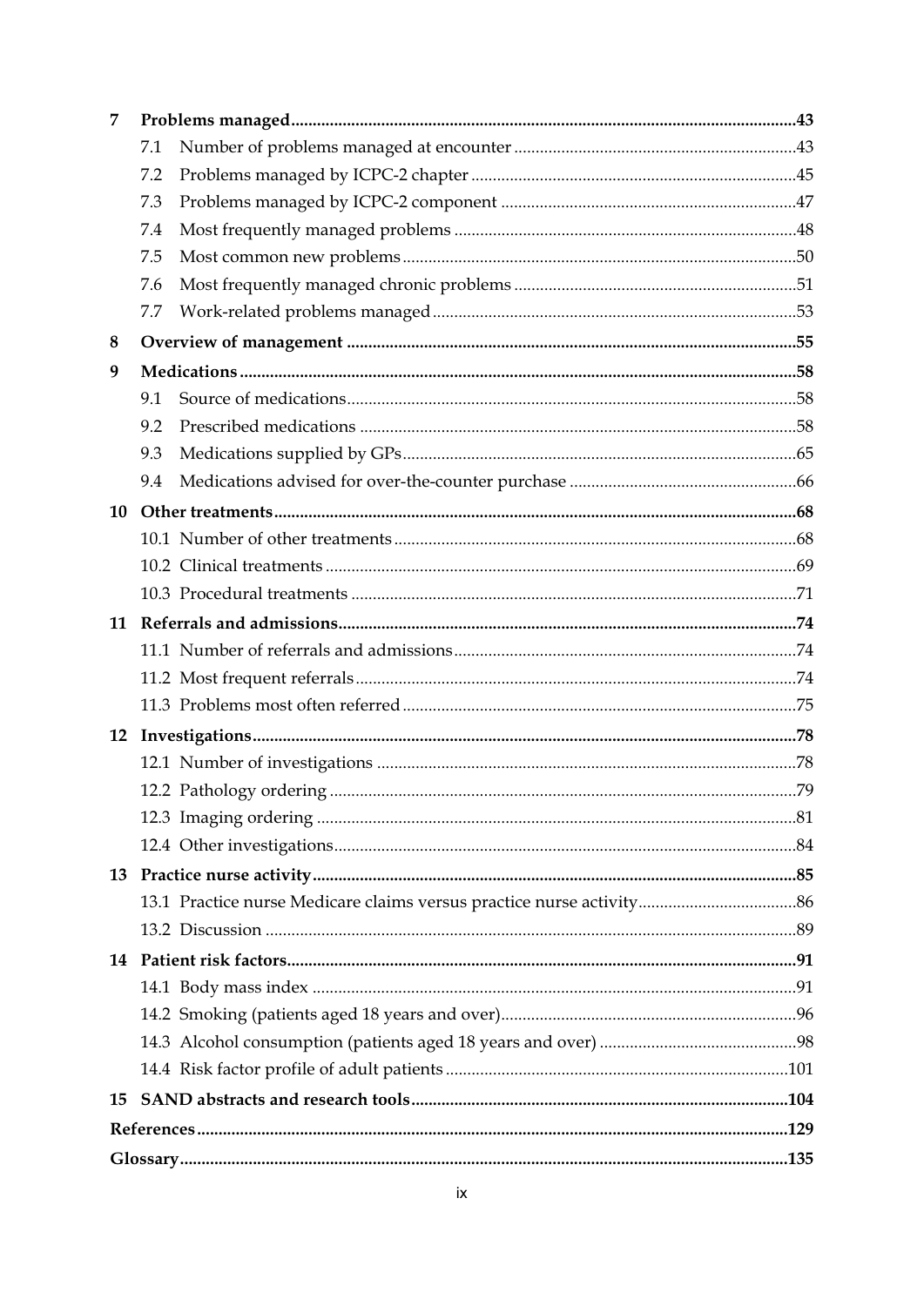**7 Problems managed.....43**

- 7.1 Number of problems managed at encounter.....43
- 7.2 Problems managed by ICPC-2 chapter.....45
- 7.3 Problems managed by ICPC-2 component.....47
- 7.4 Most frequently managed problems.....48
- 7.5 Most common new problems.....50
- 7.6 Most frequently managed chronic problems.....51
- 7.7 Work-related problems managed.....53

**8 Overview of management.....55**

**9 Medications.....58**

- 9.1 Source of medications.....58
- 9.2 Prescribed medications.....58
- 9.3 Medications supplied by GPs.....65
- 9.4 Medications advised for over-the-counter purchase.....66

**10 Other treatments.....68**

- 10.1 Number of other treatments.....68
- 10.2 Clinical treatments.....69
- 10.3 Procedural treatments.....71

**11 Referrals and admissions.....74**

- 11.1 Number of referrals and admissions.....74
- 11.2 Most frequent referrals.....74
- 11.3 Problems most often referred.....75

**12 Investigations.....78**

- 12.1 Number of investigations.....78
- 12.2 Pathology ordering.....79
- 12.3 Imaging ordering.....81
- 12.4 Other investigations.....84

**13 Practice nurse activity.....85**

- 13.1 Practice nurse Medicare claims versus practice nurse activity.....86
- 13.2 Discussion.....89

**14 Patient risk factors.....91**

- 14.1 Body mass index.....91
- 14.2 Smoking (patients aged 18 years and over).....96
- 14.3 Alcohol consumption (patients aged 18 years and over).....98
- 14.4 Risk factor profile of adult patients.....101

**15 SAND abstracts and research tools.....104**

**References.....129**

**Glossary.....135**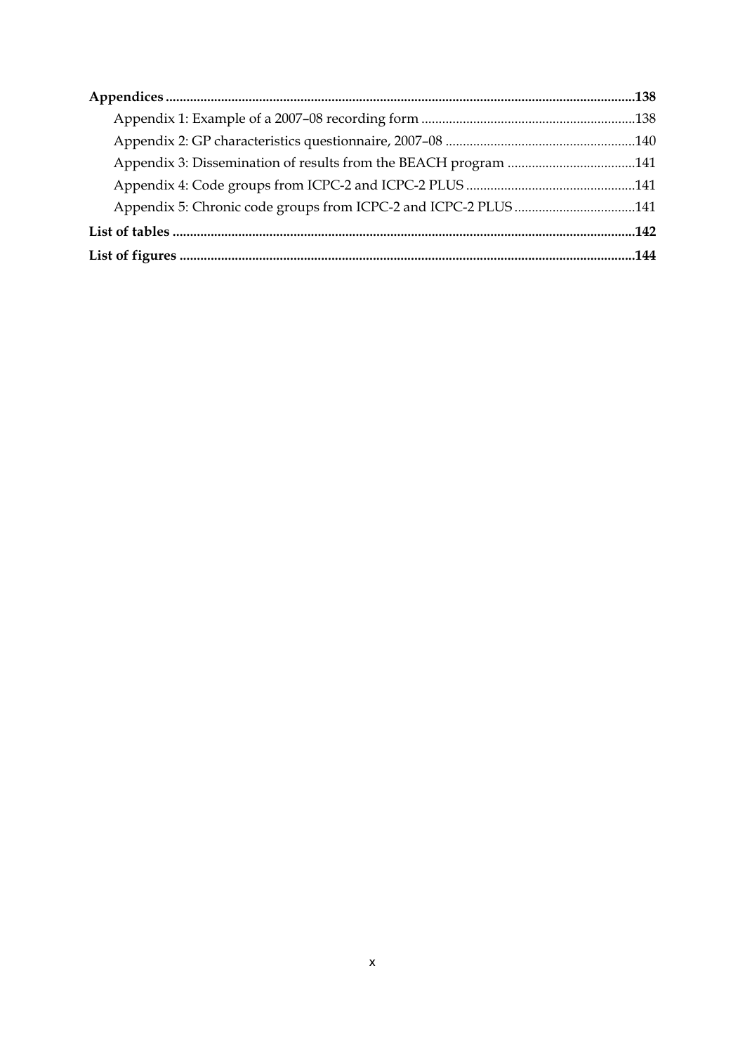**Appendices ....................................................................................................................................138**

Appendix 1: Example of a 2007–08 recording form ..............................................................138

Appendix 2: GP characteristics questionnaire, 2007–08 .......................................................140

Appendix 3: Dissemination of results from the BEACH program .....................................141

Appendix 4: Code groups from ICPC-2 and ICPC-2 PLUS .................................................141

Appendix 5: Chronic code groups from ICPC-2 and ICPC-2 PLUS ...................................141

**List of tables .....................................................................................................................................142**

**List of figures ...................................................................................................................................144**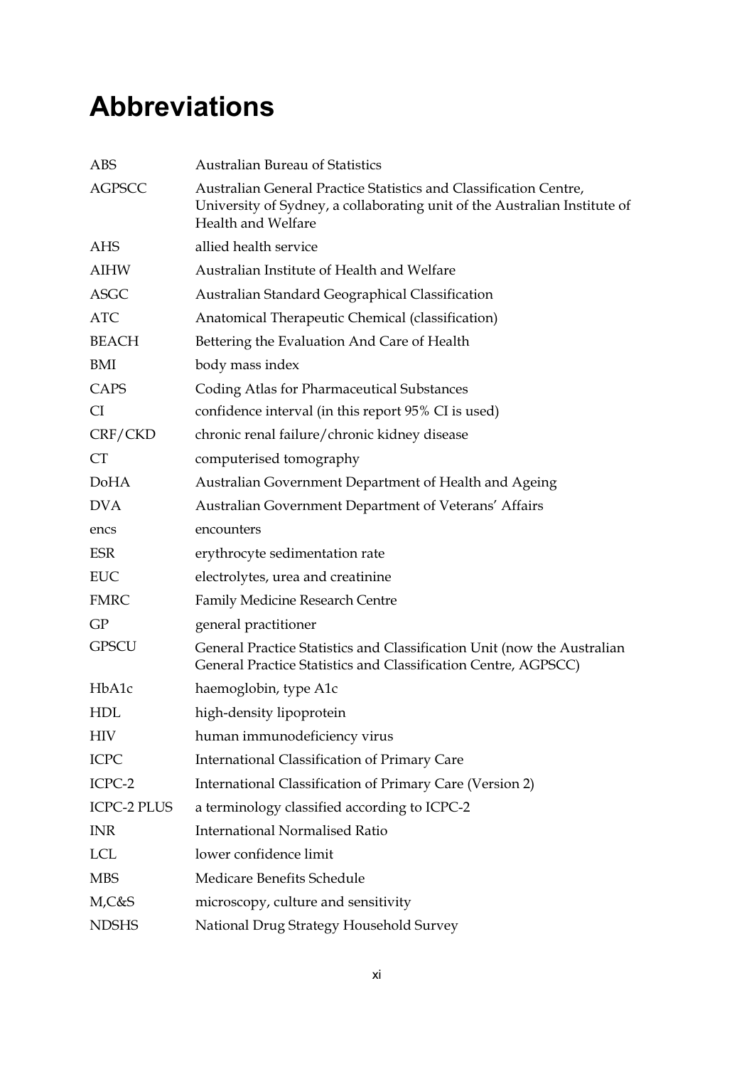# Abbreviations

| | |
|---|---|
| ABS | Australian Bureau of Statistics |
| AGPSCC | Australian General Practice Statistics and Classification Centre, University of Sydney, a collaborating unit of the Australian Institute of Health and Welfare |
| AHS | allied health service |
| AIHW | Australian Institute of Health and Welfare |
| ASGC | Australian Standard Geographical Classification |
| ATC | Anatomical Therapeutic Chemical (classification) |
| BEACH | Bettering the Evaluation And Care of Health |
| BMI | body mass index |
| CAPS | Coding Atlas for Pharmaceutical Substances |
| CI | confidence interval (in this report 95% CI is used) |
| CRF/CKD | chronic renal failure/chronic kidney disease |
| CT | computerised tomography |
| DoHA | Australian Government Department of Health and Ageing |
| DVA | Australian Government Department of Veterans' Affairs |
| encs | encounters |
| ESR | erythrocyte sedimentation rate |
| EUC | electrolytes, urea and creatinine |
| FMRC | Family Medicine Research Centre |
| GP | general practitioner |
| GPSCU | General Practice Statistics and Classification Unit (now the Australian General Practice Statistics and Classification Centre, AGPSCC) |
| HbA1c | haemoglobin, type A1c |
| HDL | high-density lipoprotein |
| HIV | human immunodeficiency virus |
| ICPC | International Classification of Primary Care |
| ICPC-2 | International Classification of Primary Care (Version 2) |
| ICPC-2 PLUS | a terminology classified according to ICPC-2 |
| INR | International Normalised Ratio |
| LCL | lower confidence limit |
| MBS | Medicare Benefits Schedule |
| M,C&S | microscopy, culture and sensitivity |
| NDSHS | National Drug Strategy Household Survey |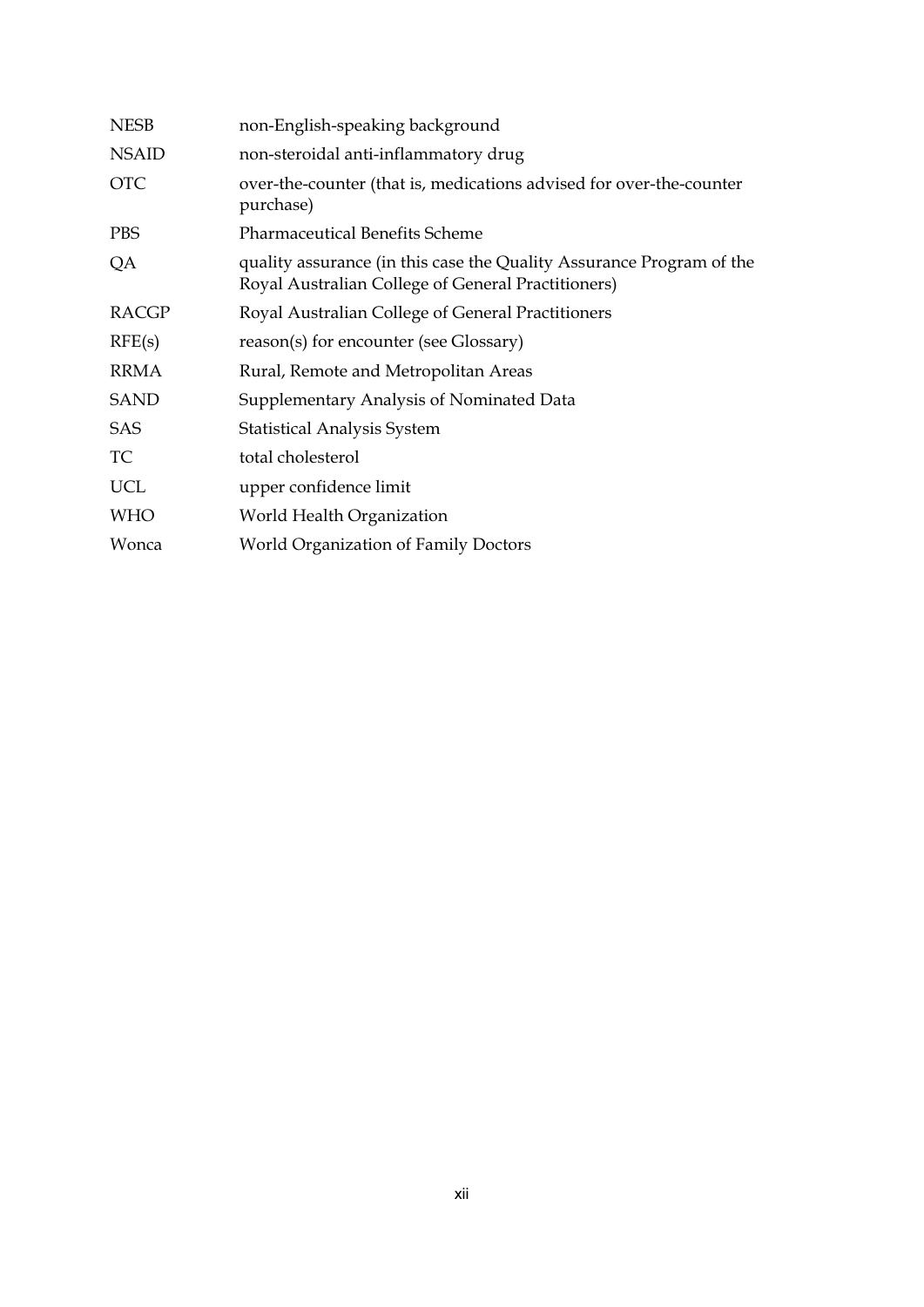| | |
|---|---|
| NESB | non-English-speaking background |
| NSAID | non-steroidal anti-inflammatory drug |
| OTC | over-the-counter (that is, medications advised for over-the-counter purchase) |
| PBS | Pharmaceutical Benefits Scheme |
| QA | quality assurance (in this case the Quality Assurance Program of the Royal Australian College of General Practitioners) |
| RACGP | Royal Australian College of General Practitioners |
| RFE(s) | reason(s) for encounter (see Glossary) |
| RRMA | Rural, Remote and Metropolitan Areas |
| SAND | Supplementary Analysis of Nominated Data |
| SAS | Statistical Analysis System |
| TC | total cholesterol |
| UCL | upper confidence limit |
| WHO | World Health Organization |
| Wonca | World Organization of Family Doctors |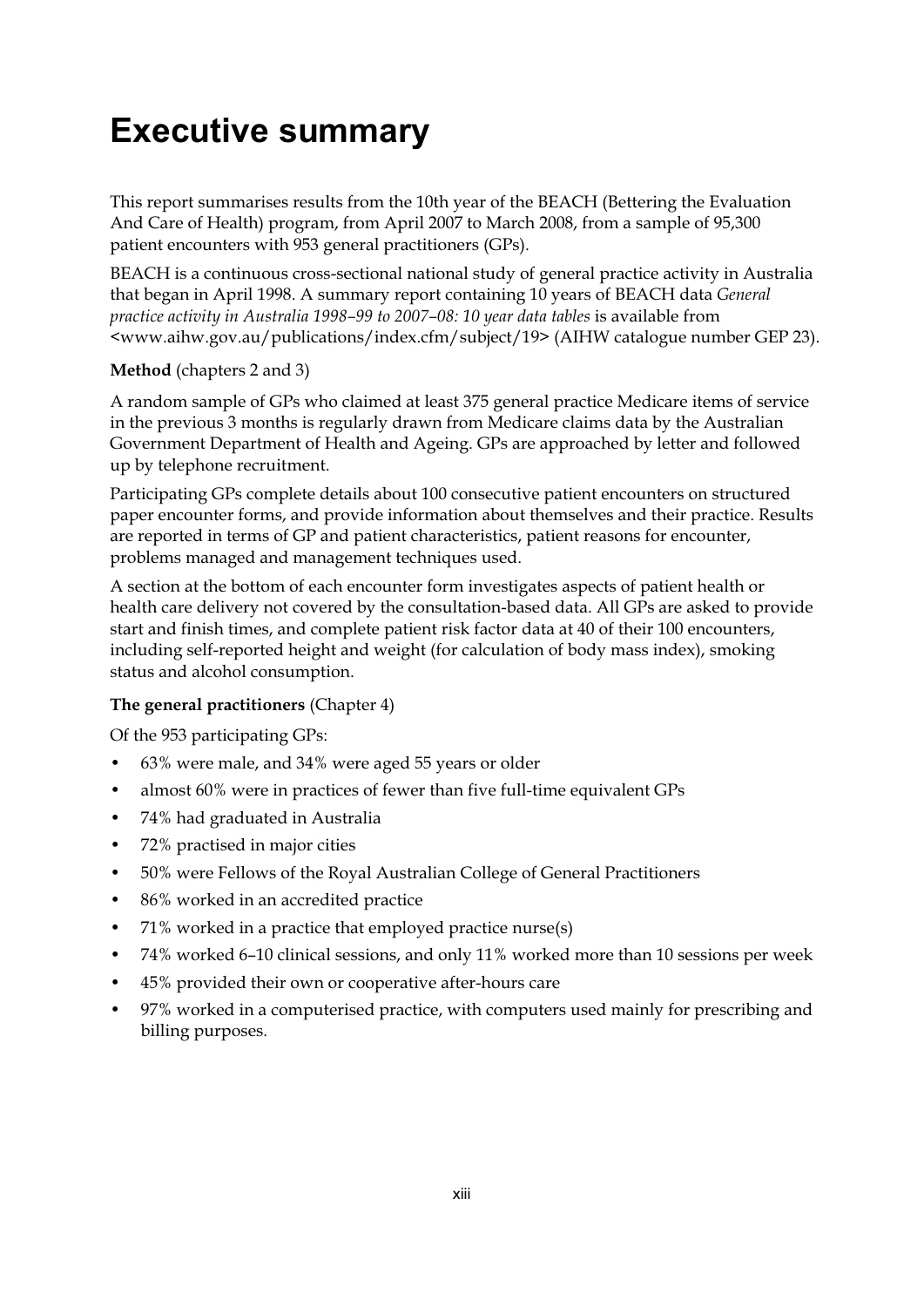# Executive summary

This report summarises results from the 10th year of the BEACH (Bettering the Evaluation And Care of Health) program, from April 2007 to March 2008, from a sample of 95,300 patient encounters with 953 general practitioners (GPs).

BEACH is a continuous cross-sectional national study of general practice activity in Australia that began in April 1998. A summary report containing 10 years of BEACH data *General practice activity in Australia 1998–99 to 2007–08: 10 year data tables* is available from <www.aihw.gov.au/publications/index.cfm/subject/19> (AIHW catalogue number GEP 23).

**Method** (chapters 2 and 3)

A random sample of GPs who claimed at least 375 general practice Medicare items of service in the previous 3 months is regularly drawn from Medicare claims data by the Australian Government Department of Health and Ageing. GPs are approached by letter and followed up by telephone recruitment.

Participating GPs complete details about 100 consecutive patient encounters on structured paper encounter forms, and provide information about themselves and their practice. Results are reported in terms of GP and patient characteristics, patient reasons for encounter, problems managed and management techniques used.

A section at the bottom of each encounter form investigates aspects of patient health or health care delivery not covered by the consultation-based data. All GPs are asked to provide start and finish times, and complete patient risk factor data at 40 of their 100 encounters, including self-reported height and weight (for calculation of body mass index), smoking status and alcohol consumption.

**The general practitioners** (Chapter 4)

Of the 953 participating GPs:

- 63% were male, and 34% were aged 55 years or older
- almost 60% were in practices of fewer than five full-time equivalent GPs
- 74% had graduated in Australia
- 72% practised in major cities
- 50% were Fellows of the Royal Australian College of General Practitioners
- 86% worked in an accredited practice
- 71% worked in a practice that employed practice nurse(s)
- 74% worked 6–10 clinical sessions, and only 11% worked more than 10 sessions per week
- 45% provided their own or cooperative after-hours care
- 97% worked in a computerised practice, with computers used mainly for prescribing and billing purposes.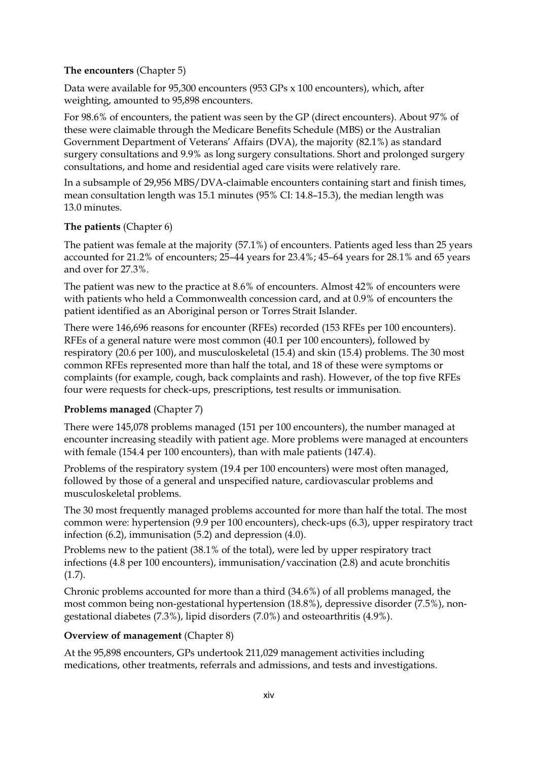**The encounters** (Chapter 5)

Data were available for 95,300 encounters (953 GPs x 100 encounters), which, after weighting, amounted to 95,898 encounters.

For 98.6% of encounters, the patient was seen by the GP (direct encounters). About 97% of these were claimable through the Medicare Benefits Schedule (MBS) or the Australian Government Department of Veterans' Affairs (DVA), the majority (82.1%) as standard surgery consultations and 9.9% as long surgery consultations. Short and prolonged surgery consultations, and home and residential aged care visits were relatively rare.

In a subsample of 29,956 MBS/DVA-claimable encounters containing start and finish times, mean consultation length was 15.1 minutes (95% CI: 14.8–15.3), the median length was 13.0 minutes.

**The patients** (Chapter 6)

The patient was female at the majority (57.1%) of encounters. Patients aged less than 25 years accounted for 21.2% of encounters; 25–44 years for 23.4%; 45–64 years for 28.1% and 65 years and over for 27.3%.

The patient was new to the practice at 8.6% of encounters. Almost 42% of encounters were with patients who held a Commonwealth concession card, and at 0.9% of encounters the patient identified as an Aboriginal person or Torres Strait Islander.

There were 146,696 reasons for encounter (RFEs) recorded (153 RFEs per 100 encounters). RFEs of a general nature were most common (40.1 per 100 encounters), followed by respiratory (20.6 per 100), and musculoskeletal (15.4) and skin (15.4) problems. The 30 most common RFEs represented more than half the total, and 18 of these were symptoms or complaints (for example, cough, back complaints and rash). However, of the top five RFEs four were requests for check-ups, prescriptions, test results or immunisation.

**Problems managed** (Chapter 7)

There were 145,078 problems managed (151 per 100 encounters), the number managed at encounter increasing steadily with patient age. More problems were managed at encounters with female (154.4 per 100 encounters), than with male patients (147.4).

Problems of the respiratory system (19.4 per 100 encounters) were most often managed, followed by those of a general and unspecified nature, cardiovascular problems and musculoskeletal problems.

The 30 most frequently managed problems accounted for more than half the total. The most common were: hypertension (9.9 per 100 encounters), check-ups (6.3), upper respiratory tract infection (6.2), immunisation (5.2) and depression (4.0).

Problems new to the patient (38.1% of the total), were led by upper respiratory tract infections (4.8 per 100 encounters), immunisation/vaccination (2.8) and acute bronchitis (1.7).

Chronic problems accounted for more than a third (34.6%) of all problems managed, the most common being non-gestational hypertension (18.8%), depressive disorder (7.5%), non-gestational diabetes (7.3%), lipid disorders (7.0%) and osteoarthritis (4.9%).

**Overview of management** (Chapter 8)

At the 95,898 encounters, GPs undertook 211,029 management activities including medications, other treatments, referrals and admissions, and tests and investigations.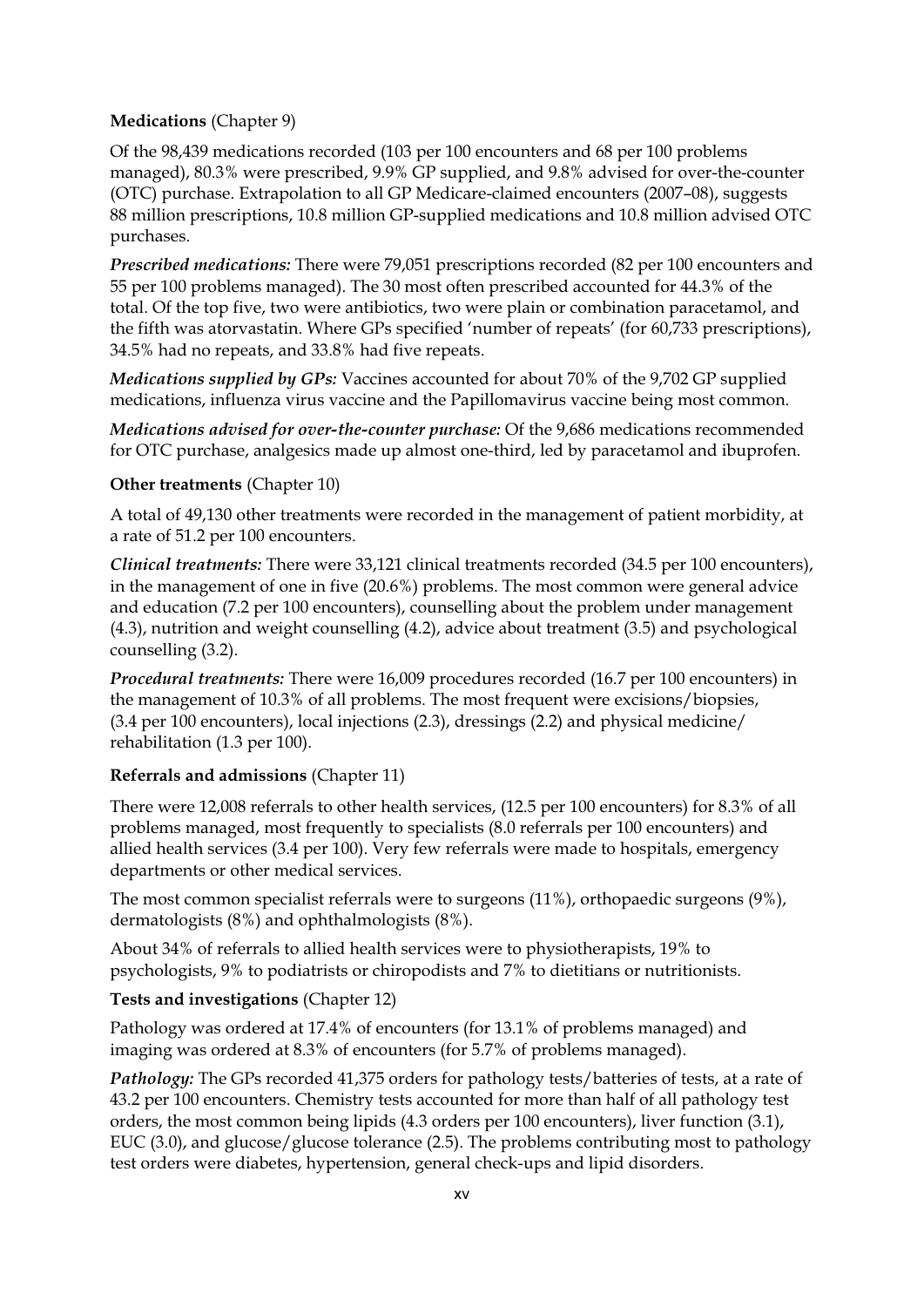**Medications** (Chapter 9)

Of the 98,439 medications recorded (103 per 100 encounters and 68 per 100 problems managed), 80.3% were prescribed, 9.9% GP supplied, and 9.8% advised for over-the-counter (OTC) purchase. Extrapolation to all GP Medicare-claimed encounters (2007–08), suggests 88 million prescriptions, 10.8 million GP-supplied medications and 10.8 million advised OTC purchases.

***Prescribed medications:*** There were 79,051 prescriptions recorded (82 per 100 encounters and 55 per 100 problems managed). The 30 most often prescribed accounted for 44.3% of the total. Of the top five, two were antibiotics, two were plain or combination paracetamol, and the fifth was atorvastatin. Where GPs specified 'number of repeats' (for 60,733 prescriptions), 34.5% had no repeats, and 33.8% had five repeats.

***Medications supplied by GPs:*** Vaccines accounted for about 70% of the 9,702 GP supplied medications, influenza virus vaccine and the Papillomavirus vaccine being most common.

***Medications advised for over-the-counter purchase:*** Of the 9,686 medications recommended for OTC purchase, analgesics made up almost one-third, led by paracetamol and ibuprofen.

**Other treatments** (Chapter 10)

A total of 49,130 other treatments were recorded in the management of patient morbidity, at a rate of 51.2 per 100 encounters.

***Clinical treatments:*** There were 33,121 clinical treatments recorded (34.5 per 100 encounters), in the management of one in five (20.6%) problems. The most common were general advice and education (7.2 per 100 encounters), counselling about the problem under management (4.3), nutrition and weight counselling (4.2), advice about treatment (3.5) and psychological counselling (3.2).

***Procedural treatments:*** There were 16,009 procedures recorded (16.7 per 100 encounters) in the management of 10.3% of all problems. The most frequent were excisions/biopsies, (3.4 per 100 encounters), local injections (2.3), dressings (2.2) and physical medicine/ rehabilitation (1.3 per 100).

**Referrals and admissions** (Chapter 11)

There were 12,008 referrals to other health services, (12.5 per 100 encounters) for 8.3% of all problems managed, most frequently to specialists (8.0 referrals per 100 encounters) and allied health services (3.4 per 100). Very few referrals were made to hospitals, emergency departments or other medical services.

The most common specialist referrals were to surgeons (11%), orthopaedic surgeons (9%), dermatologists (8%) and ophthalmologists (8%).

About 34% of referrals to allied health services were to physiotherapists, 19% to psychologists, 9% to podiatrists or chiropodists and 7% to dietitians or nutritionists.

**Tests and investigations** (Chapter 12)

Pathology was ordered at 17.4% of encounters (for 13.1% of problems managed) and imaging was ordered at 8.3% of encounters (for 5.7% of problems managed).

***Pathology:*** The GPs recorded 41,375 orders for pathology tests/batteries of tests, at a rate of 43.2 per 100 encounters. Chemistry tests accounted for more than half of all pathology test orders, the most common being lipids (4.3 orders per 100 encounters), liver function (3.1), EUC (3.0), and glucose/glucose tolerance (2.5). The problems contributing most to pathology test orders were diabetes, hypertension, general check-ups and lipid disorders.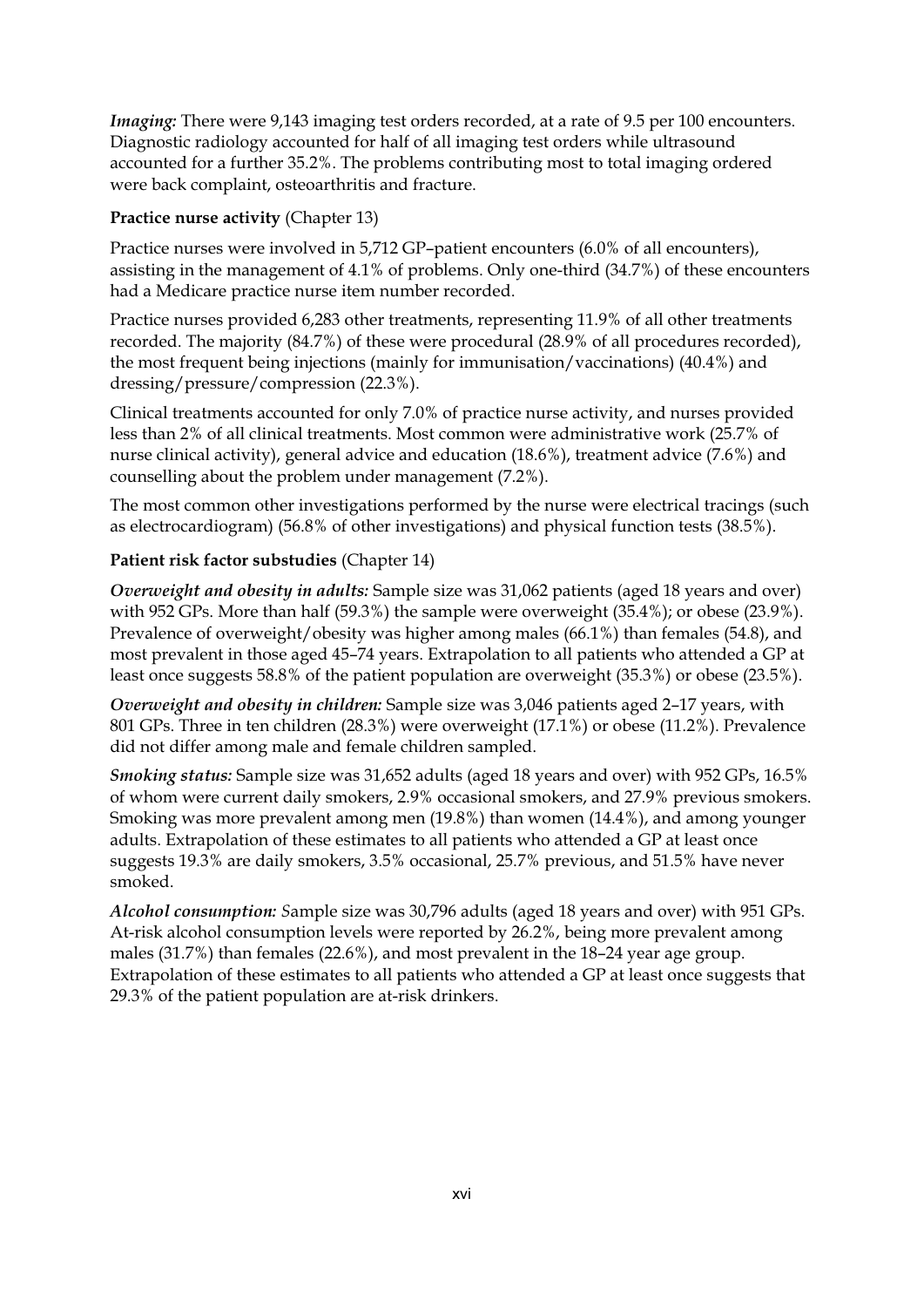***Imaging:*** There were 9,143 imaging test orders recorded, at a rate of 9.5 per 100 encounters. Diagnostic radiology accounted for half of all imaging test orders while ultrasound accounted for a further 35.2%. The problems contributing most to total imaging ordered were back complaint, osteoarthritis and fracture.

**Practice nurse activity** (Chapter 13)

Practice nurses were involved in 5,712 GP–patient encounters (6.0% of all encounters), assisting in the management of 4.1% of problems. Only one-third (34.7%) of these encounters had a Medicare practice nurse item number recorded.

Practice nurses provided 6,283 other treatments, representing 11.9% of all other treatments recorded. The majority (84.7%) of these were procedural (28.9% of all procedures recorded), the most frequent being injections (mainly for immunisation/vaccinations) (40.4%) and dressing/pressure/compression (22.3%).

Clinical treatments accounted for only 7.0% of practice nurse activity, and nurses provided less than 2% of all clinical treatments. Most common were administrative work (25.7% of nurse clinical activity), general advice and education (18.6%), treatment advice (7.6%) and counselling about the problem under management (7.2%).

The most common other investigations performed by the nurse were electrical tracings (such as electrocardiogram) (56.8% of other investigations) and physical function tests (38.5%).

**Patient risk factor substudies** (Chapter 14)

***Overweight and obesity in adults:*** Sample size was 31,062 patients (aged 18 years and over) with 952 GPs. More than half (59.3%) the sample were overweight (35.4%); or obese (23.9%). Prevalence of overweight/obesity was higher among males (66.1%) than females (54.8), and most prevalent in those aged 45–74 years. Extrapolation to all patients who attended a GP at least once suggests 58.8% of the patient population are overweight (35.3%) or obese (23.5%).

***Overweight and obesity in children:*** Sample size was 3,046 patients aged 2–17 years, with 801 GPs. Three in ten children (28.3%) were overweight (17.1%) or obese (11.2%). Prevalence did not differ among male and female children sampled.

***Smoking status:*** Sample size was 31,652 adults (aged 18 years and over) with 952 GPs, 16.5% of whom were current daily smokers, 2.9% occasional smokers, and 27.9% previous smokers. Smoking was more prevalent among men (19.8%) than women (14.4%), and among younger adults. Extrapolation of these estimates to all patients who attended a GP at least once suggests 19.3% are daily smokers, 3.5% occasional, 25.7% previous, and 51.5% have never smoked.

***Alcohol consumption:*** Sample size was 30,796 adults (aged 18 years and over) with 951 GPs. At-risk alcohol consumption levels were reported by 26.2%, being more prevalent among males (31.7%) than females (22.6%), and most prevalent in the 18–24 year age group. Extrapolation of these estimates to all patients who attended a GP at least once suggests that 29.3% of the patient population are at-risk drinkers.